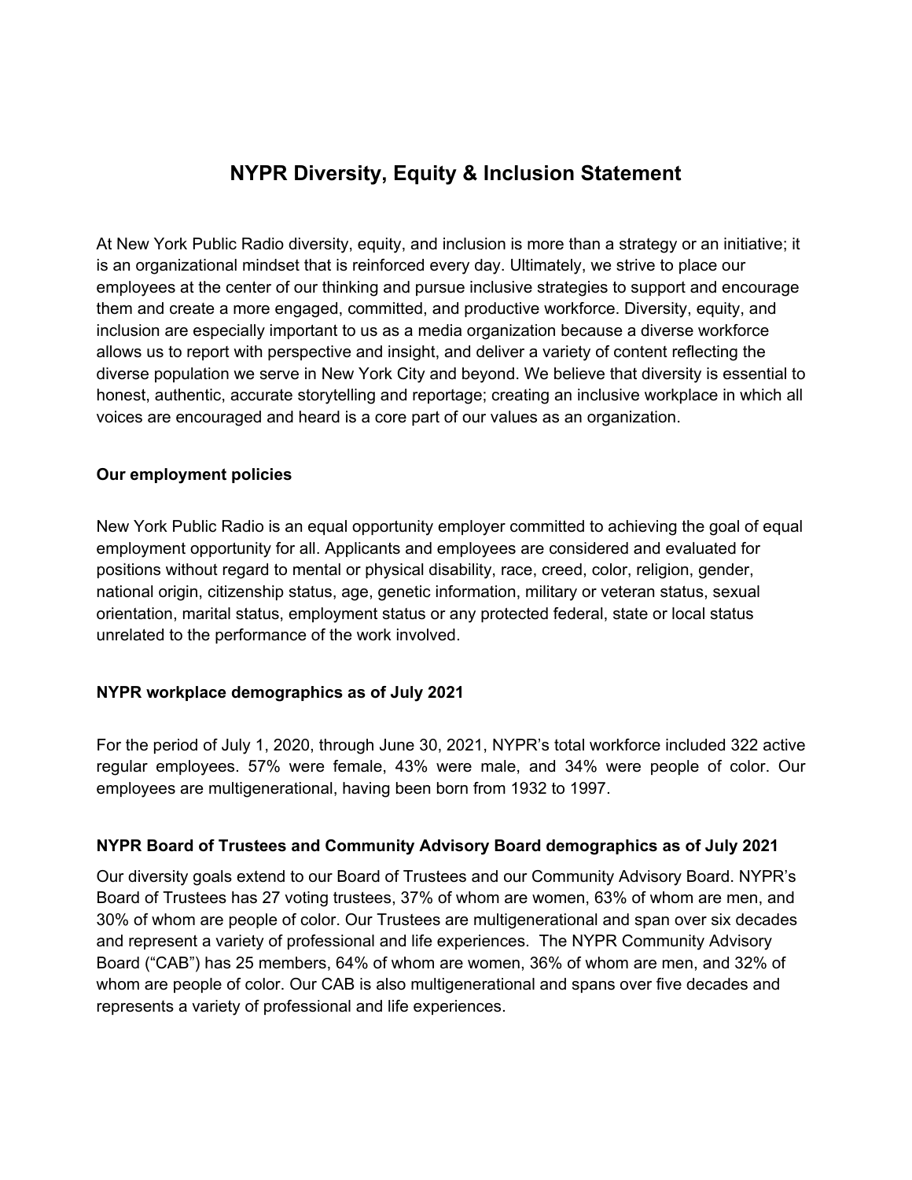# NYPR Diversity, Equity & Inclusion Statement

At New York Public Radio diversity, equity, and inclusion is more than a strategy or an initiative; it is an organizational mindset that is reinforced every day. Ultimately, we strive to place our employees at the center of our thinking and pursue inclusive strategies to support and encourage them and create a more engaged, committed, and productive workforce. Diversity, equity, and inclusion are especially important to us as a media organization because a diverse workforce allows us to report with perspective and insight, and deliver a variety of content reflecting the diverse population we serve in New York City and beyond. We believe that diversity is essential to honest, authentic, accurate storytelling and reportage; creating an inclusive workplace in which all voices are encouraged and heard is a core part of our values as an organization.

**Our employment policies**

New York Public Radio is an equal opportunity employer committed to achieving the goal of equal employment opportunity for all. Applicants and employees are considered and evaluated for positions without regard to mental or physical disability, race, creed, color, religion, gender, national origin, citizenship status, age, genetic information, military or veteran status, sexual orientation, marital status, employment status or any protected federal, state or local status unrelated to the performance of the work involved.

**NYPR workplace demographics as of July 2021**

For the period of July 1, 2020, through June 30, 2021, NYPR's total workforce included 322 active regular employees. 57% were female, 43% were male, and 34% were people of color. Our employees are multigenerational, having been born from 1932 to 1997.

**NYPR Board of Trustees and Community Advisory Board demographics as of July 2021**

Our diversity goals extend to our Board of Trustees and our Community Advisory Board. NYPR's Board of Trustees has 27 voting trustees, 37% of whom are women, 63% of whom are men, and 30% of whom are people of color. Our Trustees are multigenerational and span over six decades and represent a variety of professional and life experiences. The NYPR Community Advisory Board ("CAB") has 25 members, 64% of whom are women, 36% of whom are men, and 32% of whom are people of color. Our CAB is also multigenerational and spans over five decades and represents a variety of professional and life experiences.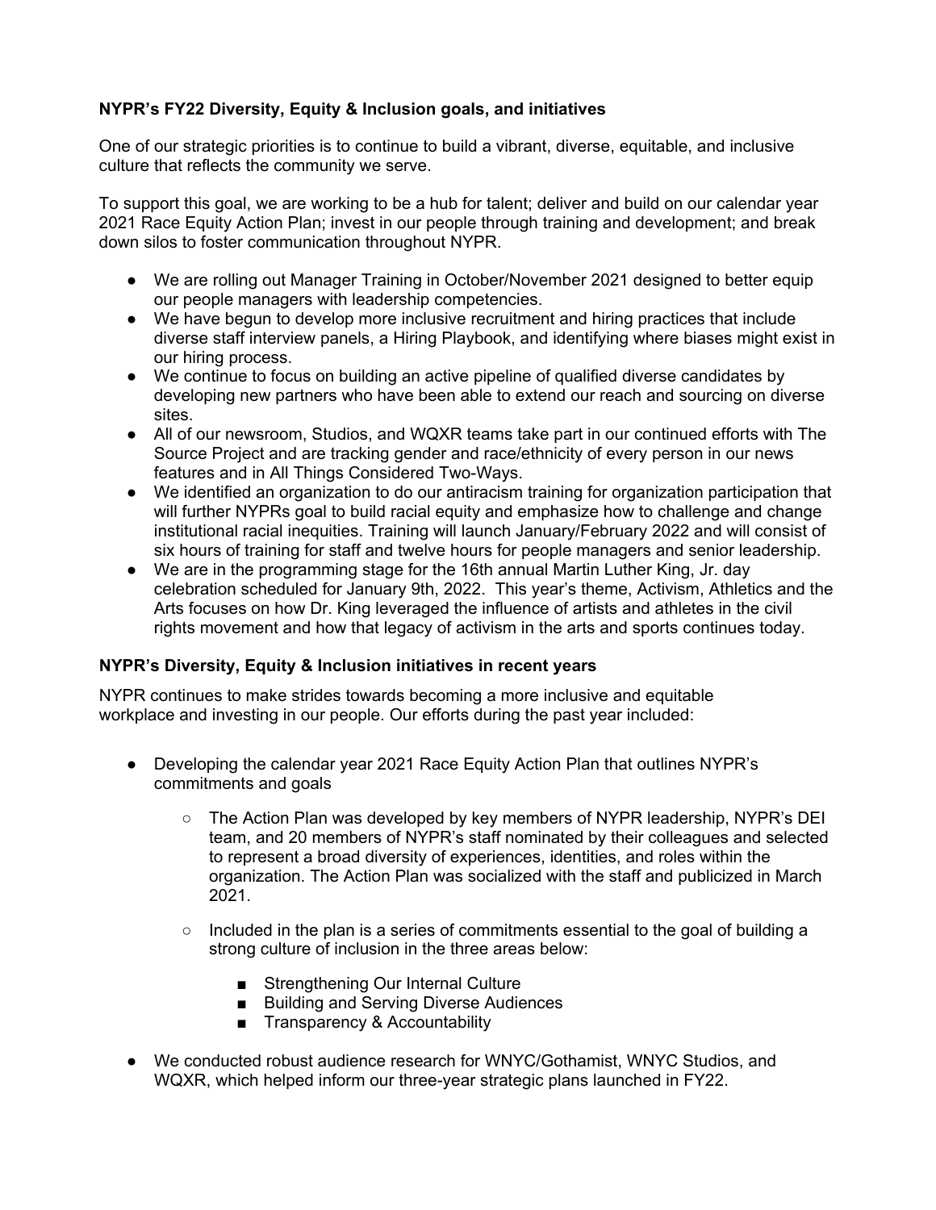**NYPR's FY22 Diversity, Equity & Inclusion goals, and initiatives**

One of our strategic priorities is to continue to build a vibrant, diverse, equitable, and inclusive culture that reflects the community we serve.

To support this goal, we are working to be a hub for talent; deliver and build on our calendar year 2021 Race Equity Action Plan; invest in our people through training and development; and break down silos to foster communication throughout NYPR.

- We are rolling out Manager Training in October/November 2021 designed to better equip our people managers with leadership competencies.
- We have begun to develop more inclusive recruitment and hiring practices that include diverse staff interview panels, a Hiring Playbook, and identifying where biases might exist in our hiring process.
- We continue to focus on building an active pipeline of qualified diverse candidates by developing new partners who have been able to extend our reach and sourcing on diverse sites.
- All of our newsroom, Studios, and WQXR teams take part in our continued efforts with The Source Project and are tracking gender and race/ethnicity of every person in our news features and in All Things Considered Two-Ways.
- We identified an organization to do our antiracism training for organization participation that will further NYPRs goal to build racial equity and emphasize how to challenge and change institutional racial inequities. Training will launch January/February 2022 and will consist of six hours of training for staff and twelve hours for people managers and senior leadership.
- We are in the programming stage for the 16th annual Martin Luther King, Jr. day celebration scheduled for January 9th, 2022. This year's theme, Activism, Athletics and the Arts focuses on how Dr. King leveraged the influence of artists and athletes in the civil rights movement and how that legacy of activism in the arts and sports continues today.

**NYPR's Diversity, Equity & Inclusion initiatives in recent years**

NYPR continues to make strides towards becoming a more inclusive and equitable workplace and investing in our people. Our efforts during the past year included:

- Developing the calendar year 2021 Race Equity Action Plan that outlines NYPR's commitments and goals
  - The Action Plan was developed by key members of NYPR leadership, NYPR's DEI team, and 20 members of NYPR's staff nominated by their colleagues and selected to represent a broad diversity of experiences, identities, and roles within the organization. The Action Plan was socialized with the staff and publicized in March 2021.
  - Included in the plan is a series of commitments essential to the goal of building a strong culture of inclusion in the three areas below:
    - Strengthening Our Internal Culture
    - Building and Serving Diverse Audiences
    - Transparency & Accountability
- We conducted robust audience research for WNYC/Gothamist, WNYC Studios, and WQXR, which helped inform our three-year strategic plans launched in FY22.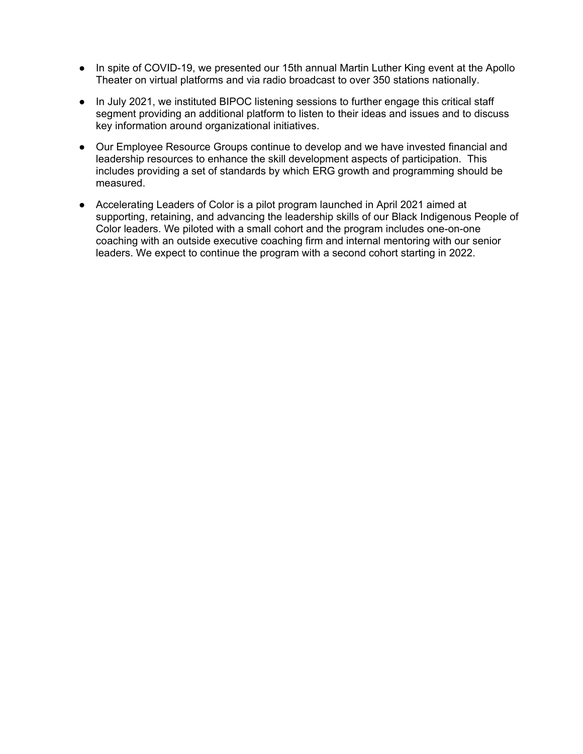- In spite of COVID-19, we presented our 15th annual Martin Luther King event at the Apollo Theater on virtual platforms and via radio broadcast to over 350 stations nationally.
- In July 2021, we instituted BIPOC listening sessions to further engage this critical staff segment providing an additional platform to listen to their ideas and issues and to discuss key information around organizational initiatives.
- Our Employee Resource Groups continue to develop and we have invested financial and leadership resources to enhance the skill development aspects of participation. This includes providing a set of standards by which ERG growth and programming should be measured.
- Accelerating Leaders of Color is a pilot program launched in April 2021 aimed at supporting, retaining, and advancing the leadership skills of our Black Indigenous People of Color leaders. We piloted with a small cohort and the program includes one-on-one coaching with an outside executive coaching firm and internal mentoring with our senior leaders. We expect to continue the program with a second cohort starting in 2022.